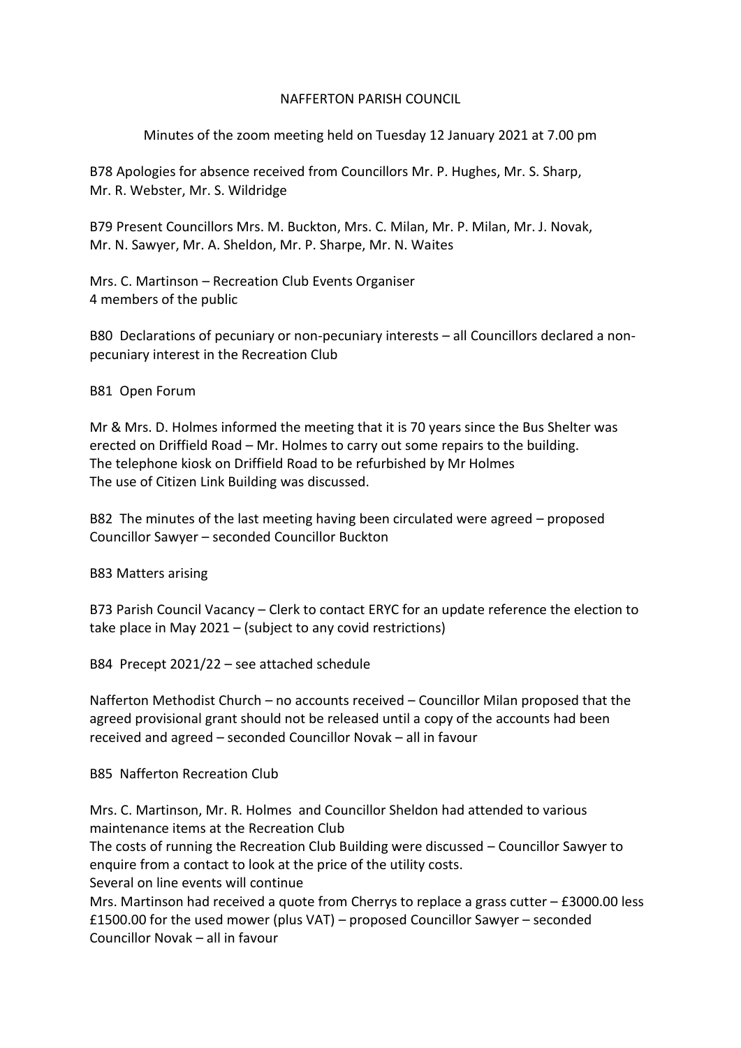# NAFFERTON PARISH COUNCIL

Minutes of the zoom meeting held on Tuesday 12 January 2021 at 7.00 pm

B78 Apologies for absence received from Councillors Mr. P. Hughes, Mr. S. Sharp, Mr. R. Webster, Mr. S. Wildridge

B79 Present Councillors Mrs. M. Buckton, Mrs. C. Milan, Mr. P. Milan, Mr. J. Novak, Mr. N. Sawyer, Mr. A. Sheldon, Mr. P. Sharpe, Mr. N. Waites

Mrs. C. Martinson – Recreation Club Events Organiser
4 members of the public

B80 Declarations of pecuniary or non-pecuniary interests – all Councillors declared a non-pecuniary interest in the Recreation Club

B81 Open Forum

Mr & Mrs. D. Holmes informed the meeting that it is 70 years since the Bus Shelter was erected on Driffield Road – Mr. Holmes to carry out some repairs to the building.
The telephone kiosk on Driffield Road to be refurbished by Mr Holmes
The use of Citizen Link Building was discussed.

B82 The minutes of the last meeting having been circulated were agreed – proposed Councillor Sawyer – seconded Councillor Buckton

B83 Matters arising

B73 Parish Council Vacancy – Clerk to contact ERYC for an update reference the election to take place in May 2021 – (subject to any covid restrictions)

B84 Precept 2021/22 – see attached schedule

Nafferton Methodist Church – no accounts received – Councillor Milan proposed that the agreed provisional grant should not be released until a copy of the accounts had been received and agreed – seconded Councillor Novak – all in favour

B85 Nafferton Recreation Club

Mrs. C. Martinson, Mr. R. Holmes and Councillor Sheldon had attended to various maintenance items at the Recreation Club
The costs of running the Recreation Club Building were discussed – Councillor Sawyer to enquire from a contact to look at the price of the utility costs.
Several on line events will continue
Mrs. Martinson had received a quote from Cherrys to replace a grass cutter – £3000.00 less £1500.00 for the used mower (plus VAT) – proposed Councillor Sawyer – seconded Councillor Novak – all in favour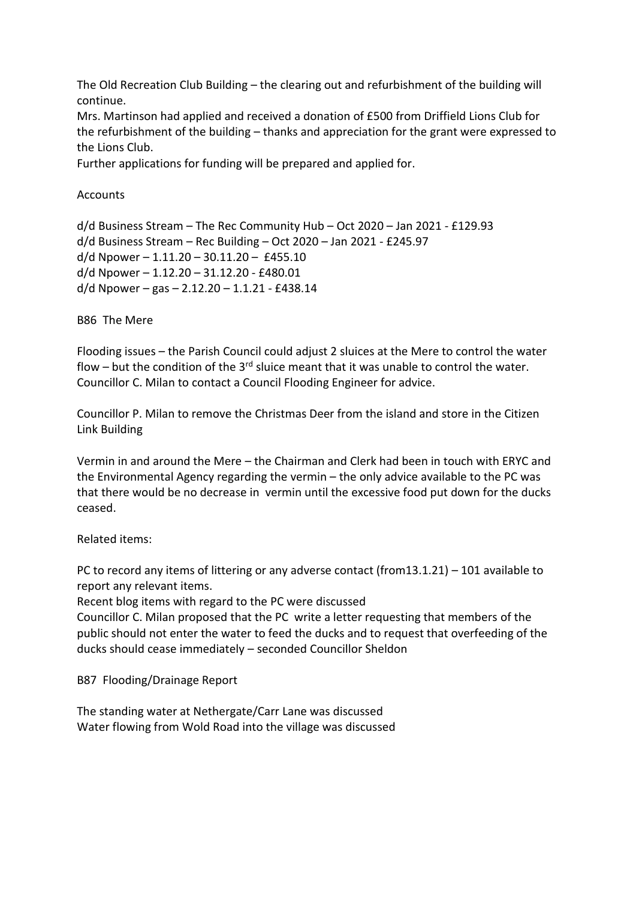The Old Recreation Club Building – the clearing out and refurbishment of the building will continue.
Mrs. Martinson had applied and received a donation of £500 from Driffield Lions Club for the refurbishment of the building – thanks and appreciation for the grant were expressed to the Lions Club.
Further applications for funding will be prepared and applied for.

Accounts

d/d Business Stream – The Rec Community Hub – Oct 2020 – Jan 2021 - £129.93
d/d Business Stream – Rec Building – Oct 2020 – Jan 2021 - £245.97
d/d Npower – 1.11.20 – 30.11.20 – £455.10
d/d Npower – 1.12.20 – 31.12.20 - £480.01
d/d Npower – gas – 2.12.20 – 1.1.21 - £438.14

B86 The Mere

Flooding issues – the Parish Council could adjust 2 sluices at the Mere to control the water flow – but the condition of the 3rd sluice meant that it was unable to control the water. Councillor C. Milan to contact a Council Flooding Engineer for advice.

Councillor P. Milan to remove the Christmas Deer from the island and store in the Citizen Link Building

Vermin in and around the Mere – the Chairman and Clerk had been in touch with ERYC and the Environmental Agency regarding the vermin – the only advice available to the PC was that there would be no decrease in vermin until the excessive food put down for the ducks ceased.

Related items:

PC to record any items of littering or any adverse contact (from13.1.21) – 101 available to report any relevant items.
Recent blog items with regard to the PC were discussed
Councillor C. Milan proposed that the PC write a letter requesting that members of the public should not enter the water to feed the ducks and to request that overfeeding of the ducks should cease immediately – seconded Councillor Sheldon

B87 Flooding/Drainage Report

The standing water at Nethergate/Carr Lane was discussed
Water flowing from Wold Road into the village was discussed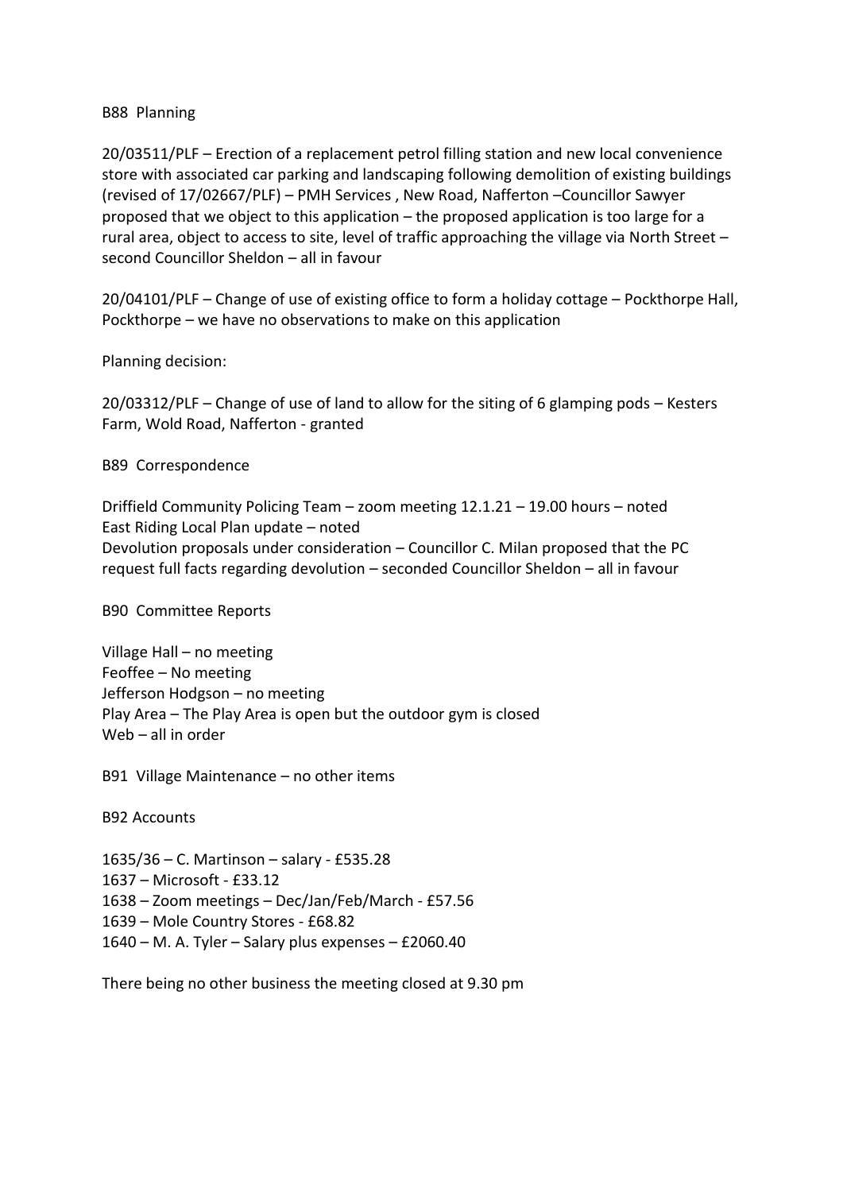B88 Planning

20/03511/PLF – Erection of a replacement petrol filling station and new local convenience store with associated car parking and landscaping following demolition of existing buildings (revised of 17/02667/PLF) – PMH Services , New Road, Nafferton –Councillor Sawyer proposed that we object to this application – the proposed application is too large for a rural area, object to access to site, level of traffic approaching the village via North Street – second Councillor Sheldon – all in favour

20/04101/PLF – Change of use of existing office to form a holiday cottage – Pockthorpe Hall, Pockthorpe – we have no observations to make on this application

Planning decision:

20/03312/PLF – Change of use of land to allow for the siting of 6 glamping pods – Kesters Farm, Wold Road, Nafferton - granted

B89 Correspondence

Driffield Community Policing Team – zoom meeting 12.1.21 – 19.00 hours – noted
East Riding Local Plan update – noted
Devolution proposals under consideration – Councillor C. Milan proposed that the PC request full facts regarding devolution – seconded Councillor Sheldon – all in favour

B90 Committee Reports

Village Hall – no meeting
Feoffee – No meeting
Jefferson Hodgson – no meeting
Play Area – The Play Area is open but the outdoor gym is closed
Web – all in order

B91 Village Maintenance – no other items

B92 Accounts

1635/36 – C. Martinson – salary - £535.28
1637 – Microsoft - £33.12
1638 – Zoom meetings – Dec/Jan/Feb/March - £57.56
1639 – Mole Country Stores - £68.82
1640 – M. A. Tyler – Salary plus expenses – £2060.40

There being no other business the meeting closed at 9.30 pm